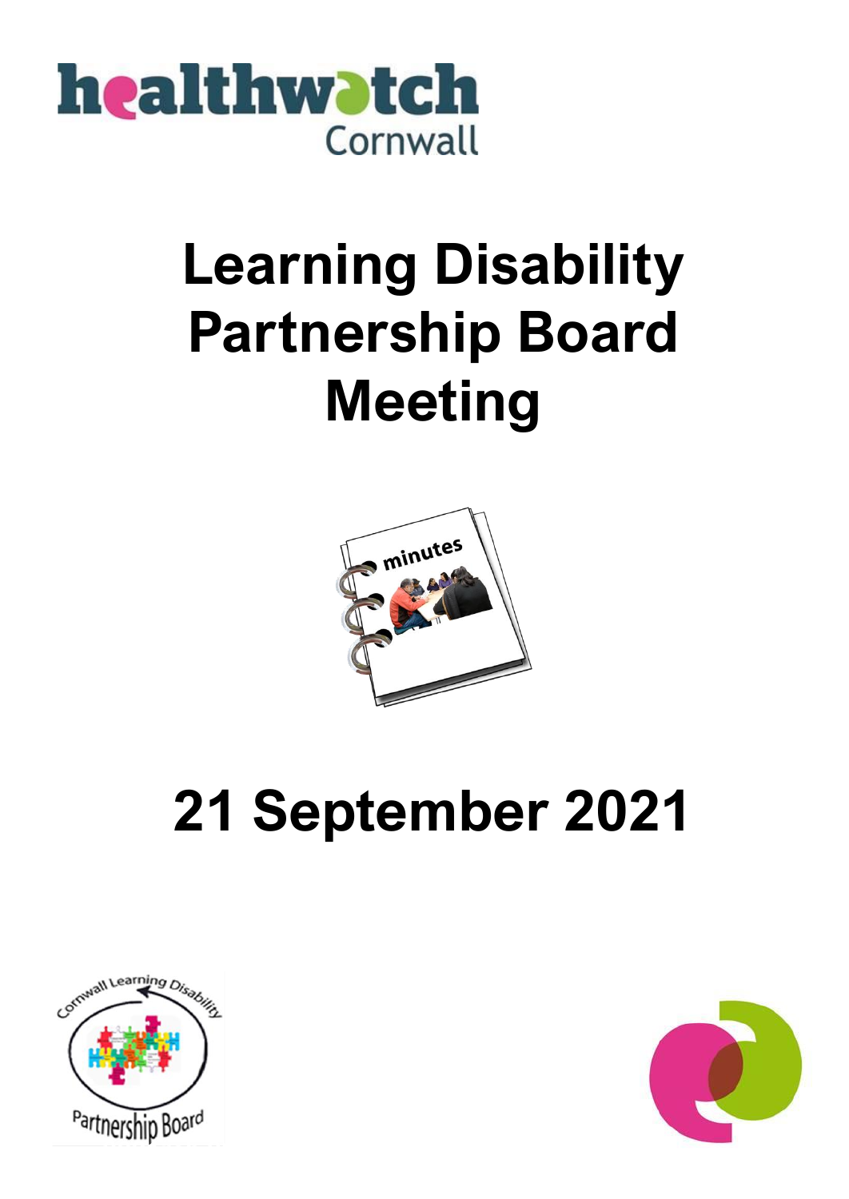# Learning Disability Partnership Board Meeting

# 21 September 2021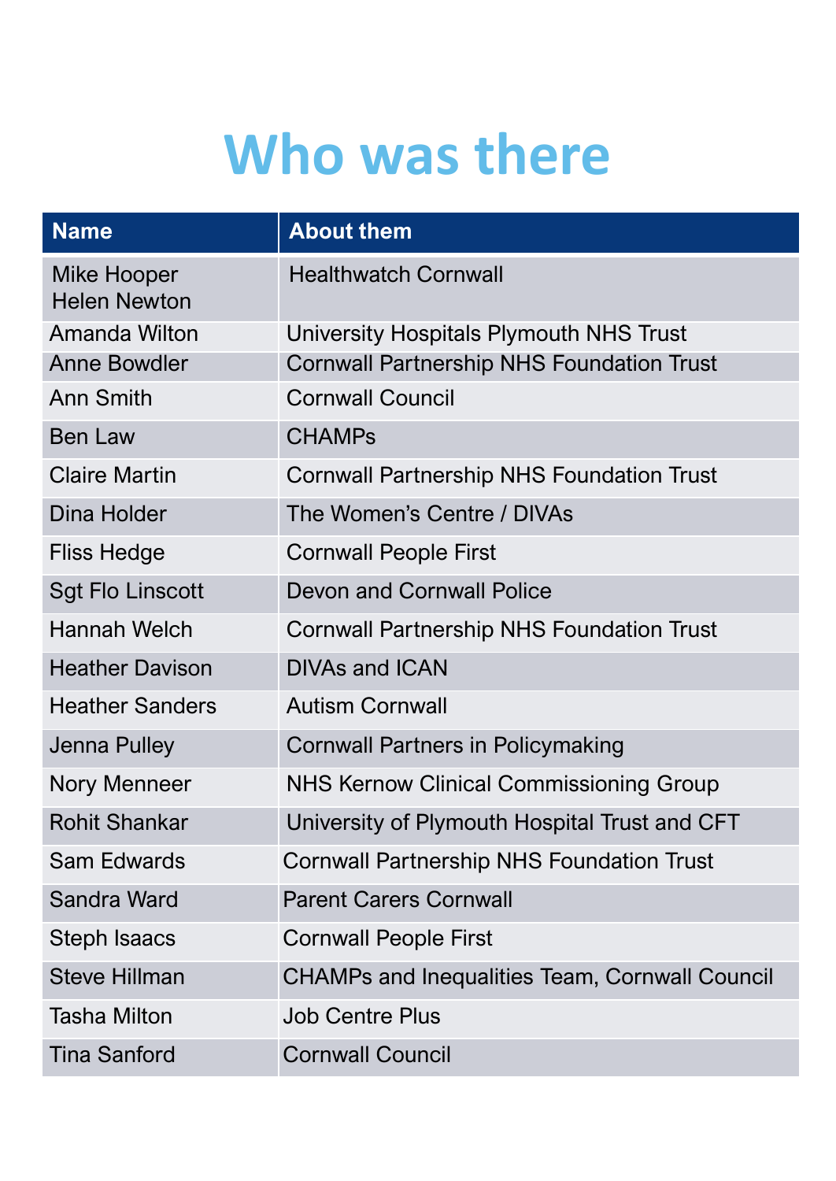# Who was there

| Name | About them |
| --- | --- |
| Mike Hooper<br>Helen Newton | Healthwatch Cornwall |
| Amanda Wilton | University Hospitals Plymouth NHS Trust |
| Anne Bowdler | Cornwall Partnership NHS Foundation Trust |
| Ann Smith | Cornwall Council |
| Ben Law | CHAMPs |
| Claire Martin | Cornwall Partnership NHS Foundation Trust |
| Dina Holder | The Women's Centre / DIVAs |
| Fliss Hedge | Cornwall People First |
| Sgt Flo Linscott | Devon and Cornwall Police |
| Hannah Welch | Cornwall Partnership NHS Foundation Trust |
| Heather Davison | DIVAs and ICAN |
| Heather Sanders | Autism Cornwall |
| Jenna Pulley | Cornwall Partners in Policymaking |
| Nory Menneer | NHS Kernow Clinical Commissioning Group |
| Rohit Shankar | University of Plymouth Hospital Trust and CFT |
| Sam Edwards | Cornwall Partnership NHS Foundation Trust |
| Sandra Ward | Parent Carers Cornwall |
| Steph Isaacs | Cornwall People First |
| Steve Hillman | CHAMPs and Inequalities Team, Cornwall Council |
| Tasha Milton | Job Centre Plus |
| Tina Sanford | Cornwall Council |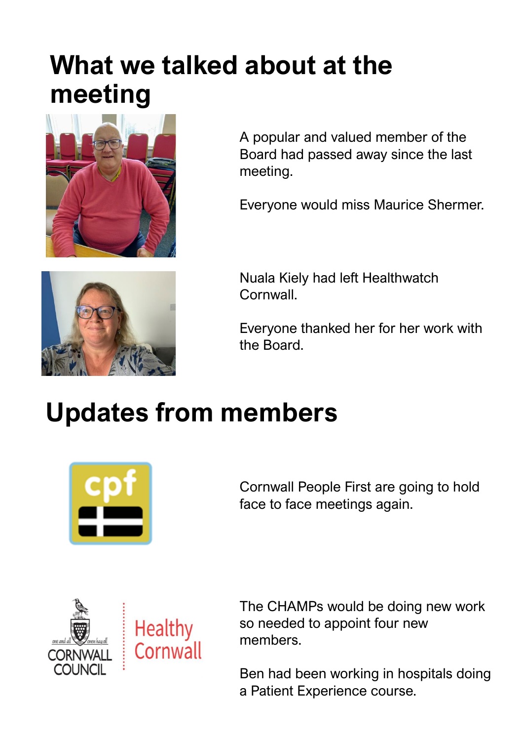# What we talked about at the meeting

A popular and valued member of the Board had passed away since the last meeting.

Everyone would miss Maurice Shermer.

Nuala Kiely had left Healthwatch Cornwall.

Everyone thanked her for her work with the Board.

# Updates from members

Cornwall People First are going to hold face to face meetings again.

The CHAMPs would be doing new work so needed to appoint four new members.

Ben had been working in hospitals doing a Patient Experience course.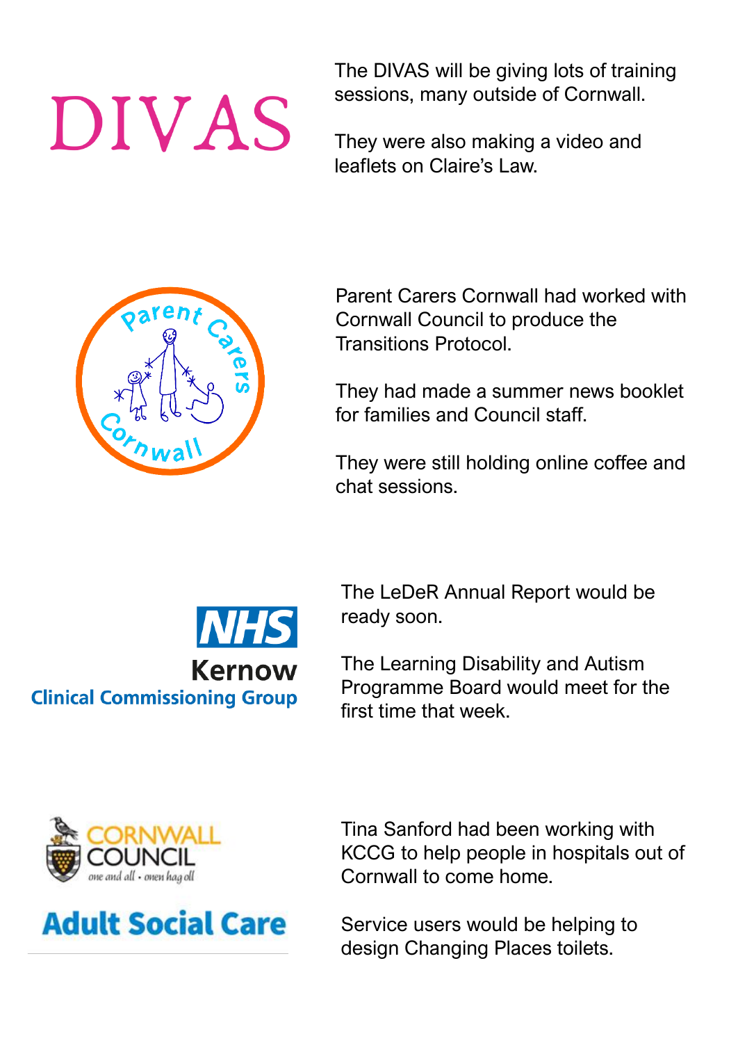DIVAS

The DIVAS will be giving lots of training sessions, many outside of Cornwall.

They were also making a video and leaflets on Claire's Law.

Parent Carers Cornwall

Parent Carers Cornwall had worked with Cornwall Council to produce the Transitions Protocol.

They had made a summer news booklet for families and Council staff.

They were still holding online coffee and chat sessions.

NHS Kernow Clinical Commissioning Group

The LeDeR Annual Report would be ready soon.

The Learning Disability and Autism Programme Board would meet for the first time that week.

Cornwall Council Adult Social Care

Tina Sanford had been working with KCCG to help people in hospitals out of Cornwall to come home.

Service users would be helping to design Changing Places toilets.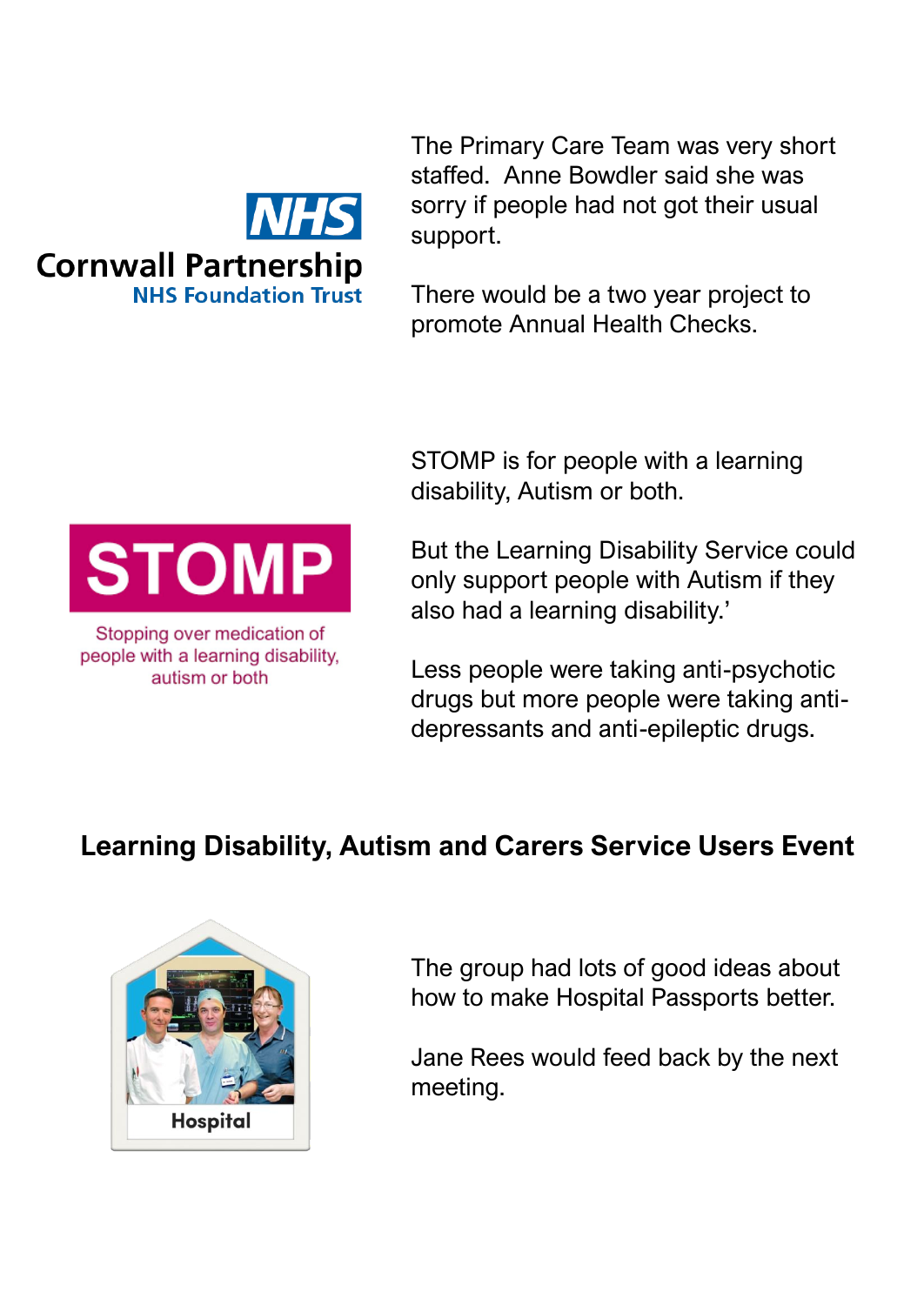NHS
Cornwall Partnership
NHS Foundation Trust

The Primary Care Team was very short staffed.  Anne Bowdler said she was sorry if people had not got their usual support.

There would be a two year project to promote Annual Health Checks.

STOMP

Stopping over medication of people with a learning disability, autism or both

STOMP is for people with a learning disability, Autism or both.

But the Learning Disability Service could only support people with Autism if they also had a learning disability.'

Less people were taking anti-psychotic drugs but more people were taking anti-depressants and anti-epileptic drugs.

## Learning Disability, Autism and Carers Service Users Event

Hospital

The group had lots of good ideas about how to make Hospital Passports better.

Jane Rees would feed back by the next meeting.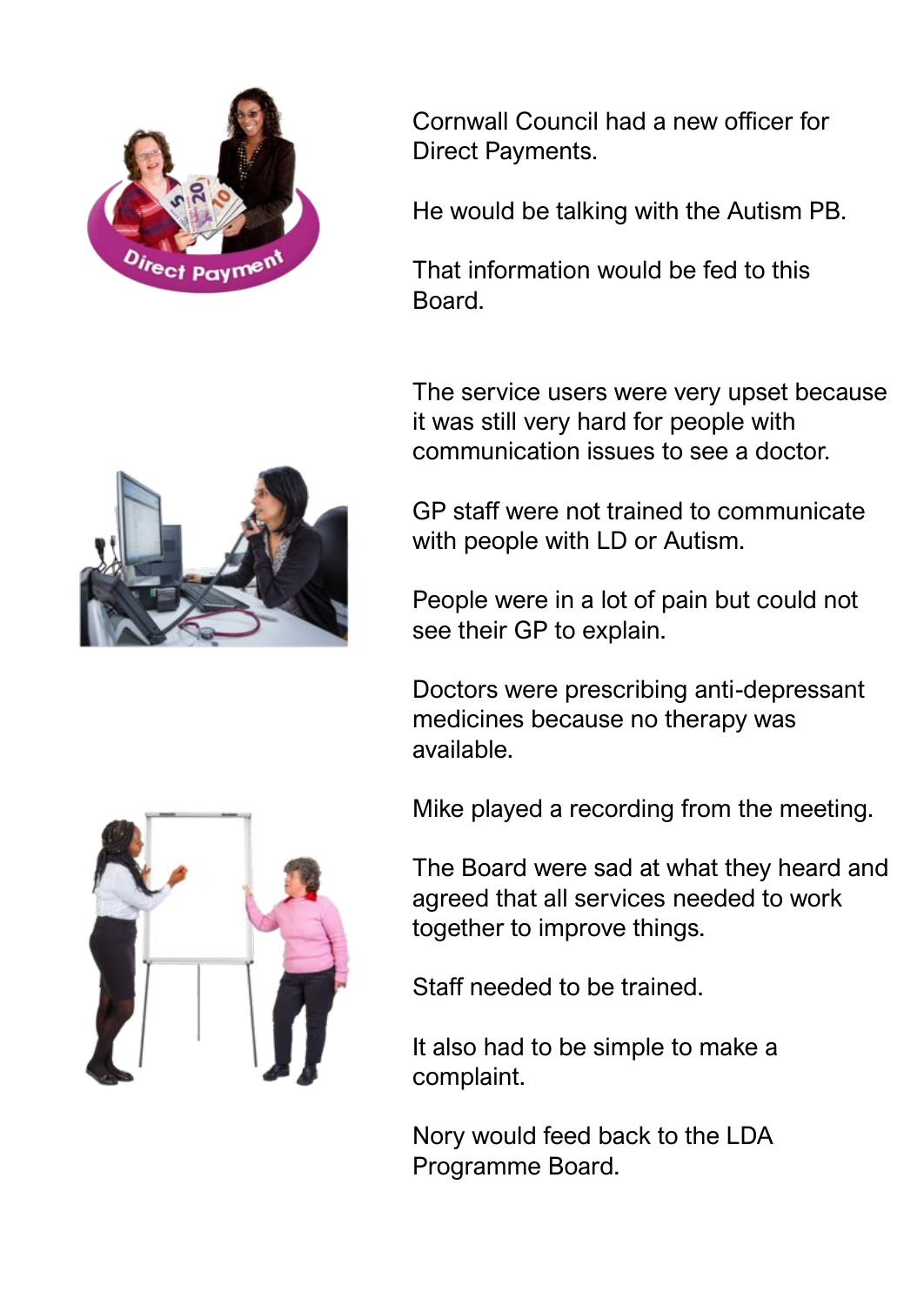Cornwall Council had a new officer for Direct Payments.

He would be talking with the Autism PB.

That information would be fed to this Board.

The service users were very upset because it was still very hard for people with communication issues to see a doctor.

GP staff were not trained to communicate with people with LD or Autism.

People were in a lot of pain but could not see their GP to explain.

Doctors were prescribing anti-depressant medicines because no therapy was available.

Mike played a recording from the meeting.

The Board were sad at what they heard and agreed that all services needed to work together to improve things.

Staff needed to be trained.

It also had to be simple to make a complaint.

Nory would feed back to the LDA Programme Board.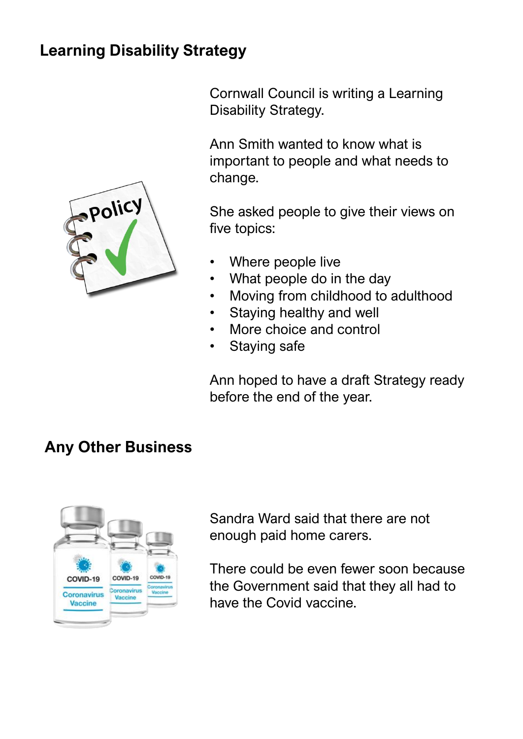## Learning Disability Strategy

Cornwall Council is writing a Learning Disability Strategy.

Ann Smith wanted to know what is important to people and what needs to change.

She asked people to give their views on five topics:

- Where people live
- What people do in the day
- Moving from childhood to adulthood
- Staying healthy and well
- More choice and control
- Staying safe

Ann hoped to have a draft Strategy ready before the end of the year.

## Any Other Business

Sandra Ward said that there are not enough paid home carers.

There could be even fewer soon because the Government said that they all had to have the Covid vaccine.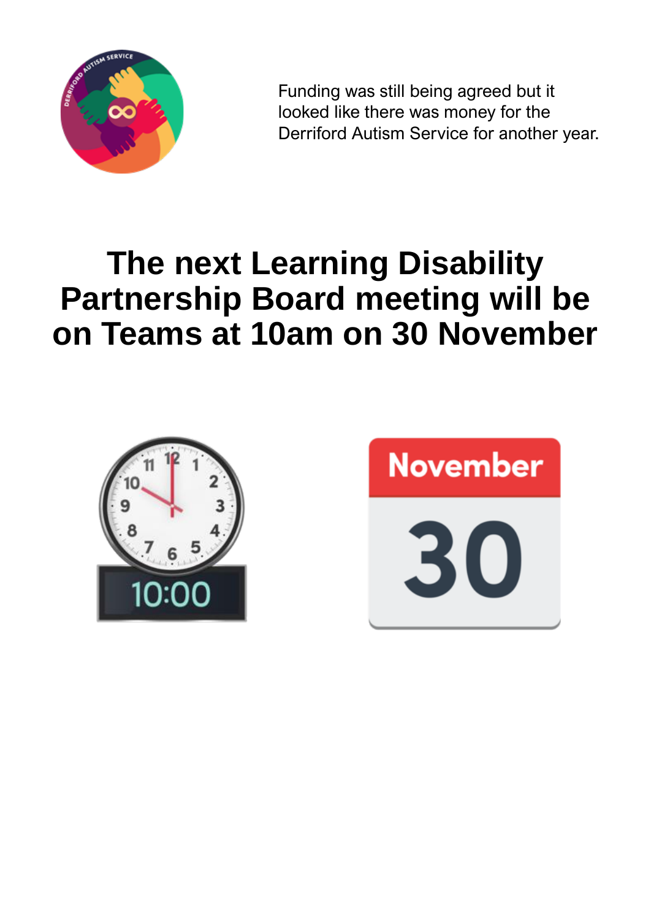Funding was still being agreed but it looked like there was money for the Derriford Autism Service for another year.

# The next Learning Disability Partnership Board meeting will be on Teams at 10am on 30 November